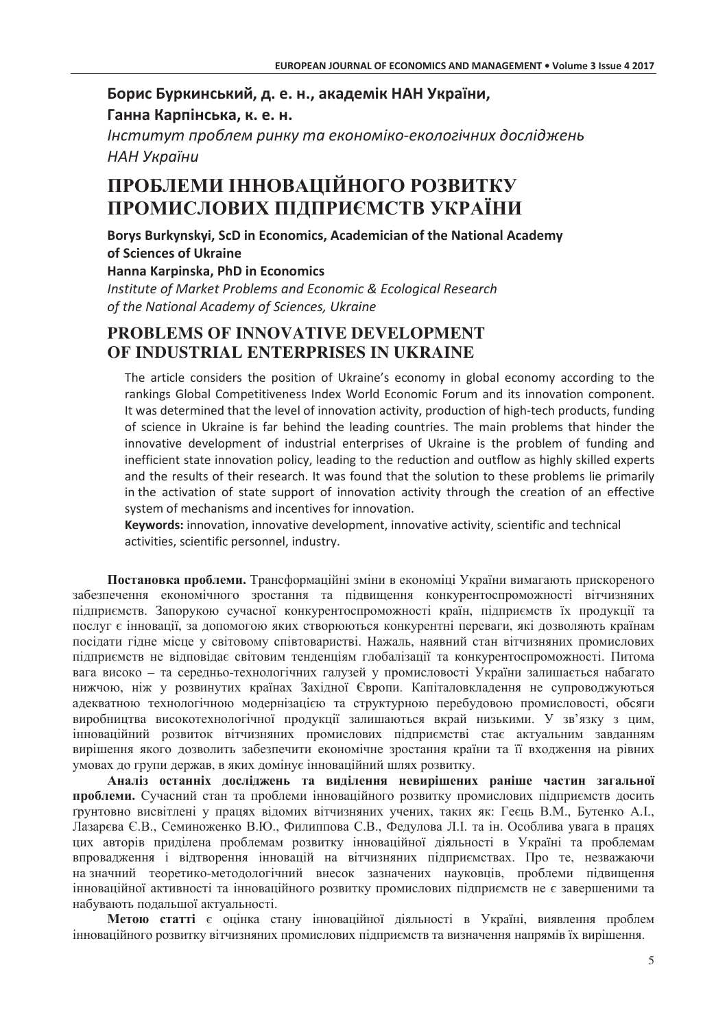**Борис Буркинський, д. е. н., академік НАН України,**
**Ганна Карпінська, к. е. н.**
*Інститут проблем ринку та економіко-екологічних досліджень НАН України*

# ПРОБЛЕМИ ІННОВАЦІЙНОГО РОЗВИТКУ ПРОМИСЛОВИХ ПІДПРИЄМСТВ УКРАЇНИ

**Borys Burkynskyi, ScD in Economics, Academician of the National Academy of Sciences of Ukraine**
**Hanna Karpinska, PhD in Economics**
*Institute of Market Problems and Economic & Ecological Research of the National Academy of Sciences, Ukraine*

# PROBLEMS OF INNOVATIVE DEVELOPMENT OF INDUSTRIAL ENTERPRISES IN UKRAINE

The article considers the position of Ukraine's economy in global economy according to the rankings Global Competitiveness Index World Economic Forum and its innovation component. It was determined that the level of innovation activity, production of high-tech products, funding of science in Ukraine is far behind the leading countries. The main problems that hinder the innovative development of industrial enterprises of Ukraine is the problem of funding and inefficient state innovation policy, leading to the reduction and outflow as highly skilled experts and the results of their research. It was found that the solution to these problems lie primarily in the activation of state support of innovation activity through the creation of an effective system of mechanisms and incentives for innovation.

**Keywords:** innovation, innovative development, innovative activity, scientific and technical activities, scientific personnel, industry.

**Постановка проблеми.** Трансформаційні зміни в економіці України вимагають прискореного забезпечення економічного зростання та підвищення конкурентоспроможності вітчизняних підприємств. Запорукою сучасної конкурентоспроможності країн, підприємств їх продукції та послуг є інновації, за допомогою яких створюються конкурентні переваги, які дозволяють країнам посідати гідне місце у світовому співтоваристві. Нажаль, наявний стан вітчизняних промислових підприємств не відповідає світовим тенденціям глобалізації та конкурентоспроможності. Питома вага високо – та середньо-технологічних галузей у промисловості України залишається набагато нижчою, ніж у розвинутих країнах Західної Європи. Капіталовкладення не супроводжуються адекватною технологічною модернізацією та структурною перебудовою промисловості, обсяги виробництва високотехнологічної продукції залишаються вкрай низькими. У зв'язку з цим, інноваційний розвиток вітчизняних промислових підприємстві стає актуальним завданням вирішення якого дозволить забезпечити економічне зростання країни та її входження на рівних умовах до групи держав, в яких домінує інноваційний шлях розвитку.

**Аналіз останніх досліджень та виділення невирішених раніше частин загальної проблеми.** Сучасний стан та проблеми інноваційного розвитку промислових підприємств досить грунтовно висвітлені у працях відомих вітчизняних учених, таких як: Геєць В.М., Бутенко А.І., Лазарєва Є.В., Семиноженко В.Ю., Филиппова С.В., Федулова Л.І. та ін. Особлива увага в працях цих авторів приділена проблемам розвитку інноваційної діяльності в Україні та проблемам впровадження і відтворення інновацій на вітчизняних підприємствах. Про те, незважаючи на значний теоретико-методологічний внесок зазначених науковців, проблеми підвищення інноваційної активності та інноваційного розвитку промислових підприємств не є завершеними та набувають подальшої актуальності.

**Метою статті** є оцінка стану інноваційної діяльності в Україні, виявлення проблем інноваційного розвитку вітчизняних промислових підприємств та визначення напрямів їх вирішення.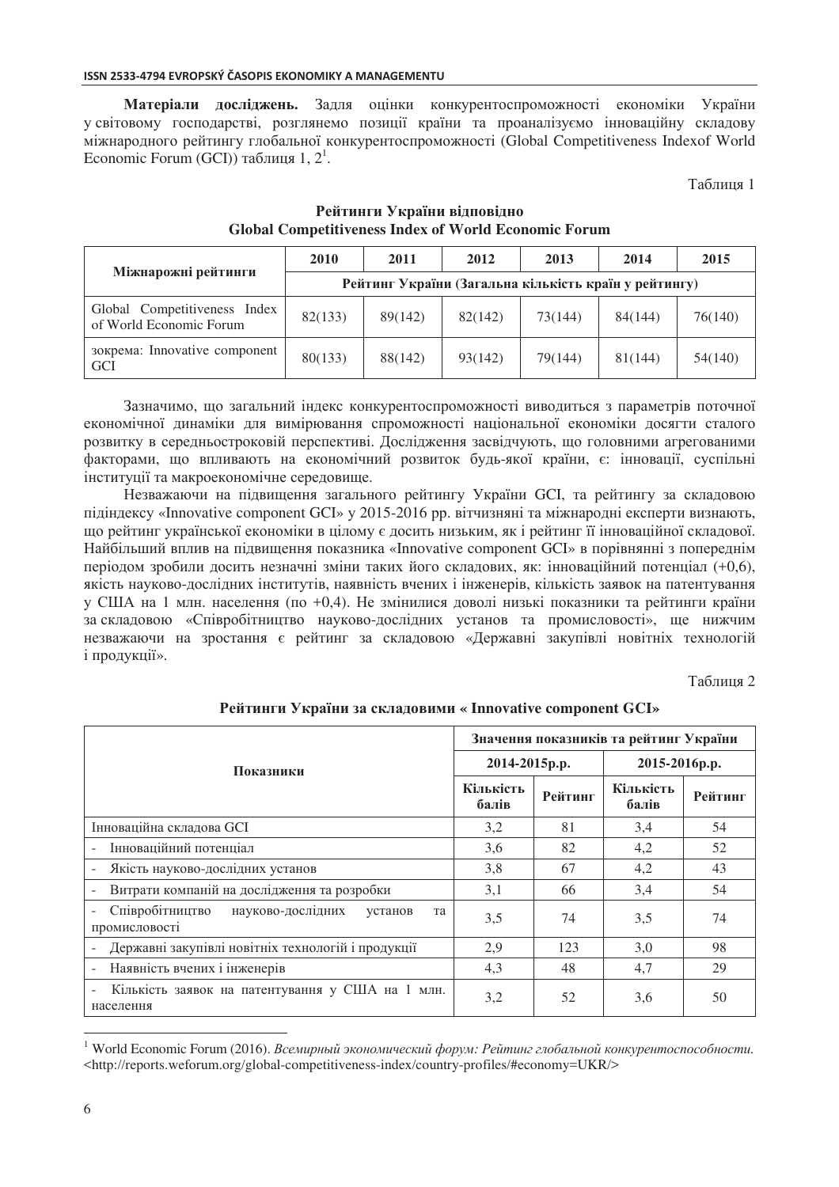**Матеріали досліджень.** Задля оцінки конкурентоспроможності економіки України у світовому господарстві, розглянемо позиції країни та проаналізуємо інноваційну складову міжнародного рейтингу глобальної конкурентоспроможності (Global Competitiveness Indexof World Economic Forum (GCI)) таблиця 1, 2[1].

Таблиця 1

**Рейтинги України відповідно Global Competitiveness Index of World Economic Forum**

| Міжнарожні рейтинги | 2010 | 2011 | 2012 | 2013 | 2014 | 2015 |
|---|---|---|---|---|---|---|
| | Рейтинг України (Загальна кількість країн у рейтингу) | | | | | |
| Global Competitiveness Index of World Economic Forum | 82(133) | 89(142) | 82(142) | 73(144) | 84(144) | 76(140) |
| зокрема: Innovative component GCI | 80(133) | 88(142) | 93(142) | 79(144) | 81(144) | 54(140) |

Зазначимо, що загальний індекс конкурентоспроможності виводиться з параметрів поточної економічної динаміки для вимірювання спроможності національної економіки досягти сталого розвитку в середньостроковій перспективі. Дослідження засвідчують, що головними агрегованими факторами, що впливають на економічний розвиток будь-якої країни, є: інновації, суспільні інституції та макроекономічне середовище.

Незважаючи на підвищення загального рейтингу України GCI, та рейтингу за складовою підіндексу «Innovative component GCI» у 2015-2016 рр. вітчизняні та міжнародні експерти визнають, що рейтинг української економіки в цілому є досить низьким, як і рейтинг її інноваційної складової. Найбільший вплив на підвищення показника «Innovative component GCI» в порівнянні з попереднім періодом зробили досить незначні зміни таких його складових, як: інноваційний потенціал (+0,6), якість науково-дослідних інститутів, наявність вчених і інженерів, кількість заявок на патентування у США на 1 млн. населення (по +0,4). Не змінилися доволі низькі показники та рейтинги країни за складовою «Співробітництво науково-дослідних установ та промисловості», ще нижчим незважаючи на зростання є рейтинг за складовою «Державні закупівлі новітніх технологій і продукції».

Таблиця 2

**Рейтинги України за складовими « Innovative component GCI»**

| Показники | Значення показників та рейтинг України | | | |
|---|---|---|---|---|
| | 2014-2015р.р. | | 2015-2016р.р. | |
| | Кількість балів | Рейтинг | Кількість балів | Рейтинг |
| Інноваційна складова GCI | 3,2 | 81 | 3,4 | 54 |
| - Інноваційний потенціал | 3,6 | 82 | 4,2 | 52 |
| - Якість науково-дослідних установ | 3,8 | 67 | 4,2 | 43 |
| - Витрати компаній на дослідження та розробки | 3,1 | 66 | 3,4 | 54 |
| - Співробітництво науково-дослідних установ та промисловості | 3,5 | 74 | 3,5 | 74 |
| - Державні закупівлі новітніх технологій і продукції | 2,9 | 123 | 3,0 | 98 |
| - Наявність вчених і інженерів | 4,3 | 48 | 4,7 | 29 |
| - Кількість заявок на патентування у США на 1 млн. населення | 3,2 | 52 | 3,6 | 50 |

[1] World Economic Forum (2016). *Всемирный экономический форум: Рейтинг глобальной конкурентоспособности.* <http://reports.weforum.org/global-competitiveness-index/country-profiles/#economy=UKR/>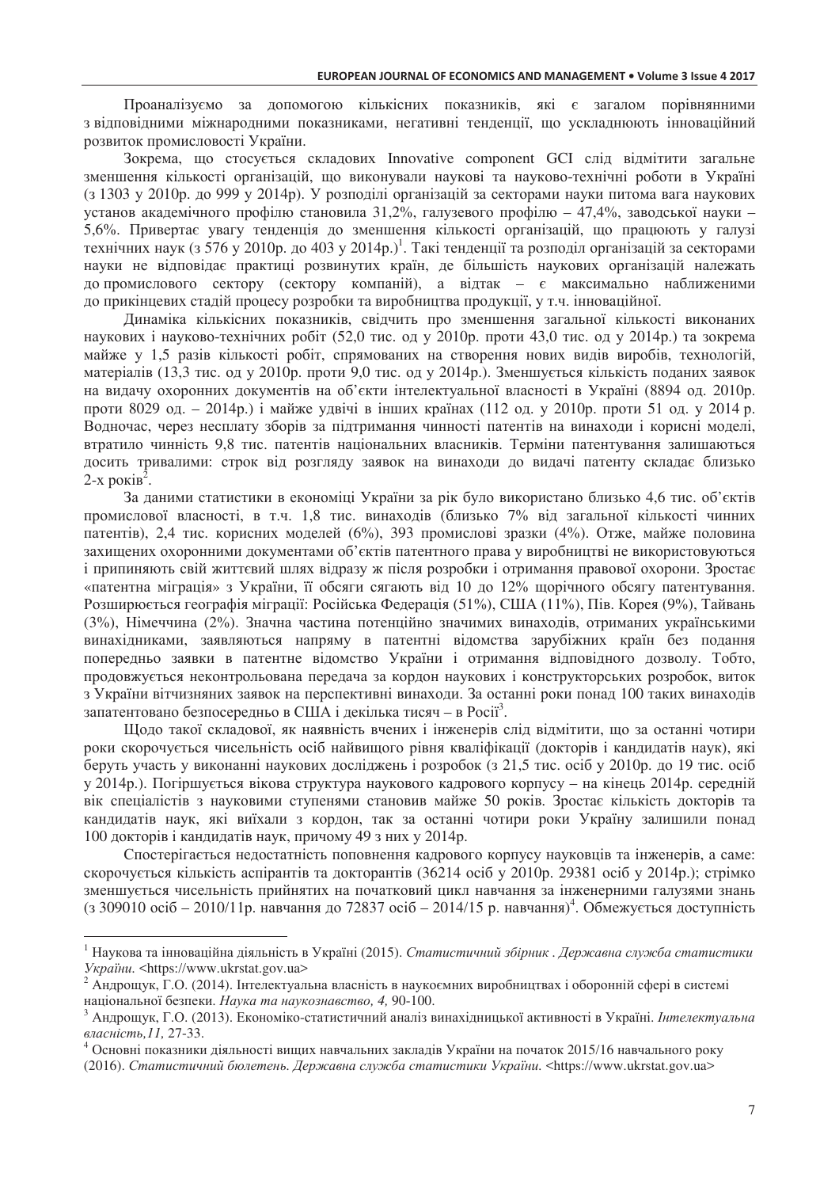Проаналізуємо за допомогою кількісних показників, які є загалом порівнянними з відповідними міжнародними показниками, негативні тенденції, що ускладнюють інноваційний розвиток промисловості України.

Зокрема, що стосується складових Innovative component GCI слід відмітити загальне зменшення кількості організацій, що виконували наукові та науково-технічні роботи в Україні (з 1303 у 2010р. до 999 у 2014р). У розподілі організацій за секторами науки питома вага наукових установ академічного профілю становила 31,2%, галузевого профілю – 47,4%, заводської науки – 5,6%. Привертає увагу тенденція до зменшення кількості організацій, що працюють у галузі технічних наук (з 576 у 2010р. до 403 у 2014р.)[1]. Такі тенденції та розподіл організацій за секторами науки не відповідає практиці розвинутих країн, де більшість наукових організацій належать до промислового сектору (сектору компаній), а відтак – є максимально наближеними до прикінцевих стадій процесу розробки та виробництва продукції, у т.ч. інноваційної.

Динаміка кількісних показників, свідчить про зменшення загальної кількості виконаних наукових і науково-технічних робіт (52,0 тис. од у 2010р. проти 43,0 тис. од у 2014р.) та зокрема майже у 1,5 разів кількості робіт, спрямованих на створення нових видів виробів, технологій, матеріалів (13,3 тис. од у 2010р. проти 9,0 тис. од у 2014р.). Зменшується кількість поданих заявок на видачу охоронних документів на об'єкти інтелектуальної власності в Україні (8894 од. 2010р. проти 8029 од. – 2014р.) і майже удвічі в інших країнах (112 од. у 2010р. проти 51 од. у 2014 р. Водночас, через несплату зборів за підтримання чинності патентів на винаходи і корисні моделі, втратило чинність 9,8 тис. патентів національних власників. Терміни патентування залишаються досить тривалими: строк від розгляду заявок на винаходи до видачі патенту складає близько 2-х років[2].

За даними статистики в економіці України за рік було використано близько 4,6 тис. об'єктів промислової власності, в т.ч. 1,8 тис. винаходів (близько 7% від загальної кількості чинних патентів), 2,4 тис. корисних моделей (6%), 393 промислові зразки (4%). Отже, майже половина захищених охоронними документами об'єктів патентного права у виробництві не використовуються і припиняють свій життєвий шлях відразу ж після розробки і отримання правової охорони. Зростає «патентна міграція» з України, її обсяги сягають від 10 до 12% щорічного обсягу патентування. Розширюється географія міграції: Російська Федерація (51%), США (11%), Пів. Корея (9%), Тайвань (3%), Німеччина (2%). Значна частина потенційно значимих винаходів, отриманих українськими винахідниками, заявляються напряму в патентні відомства зарубіжних країн без подання попередньо заявки в патентне відомство України і отримання відповідного дозволу. Тобто, продовжується неконтрольована передача за кордон наукових і конструкторських розробок, виток з України вітчизняних заявок на перспективні винаходи. За останні роки понад 100 таких винаходів запатентовано безпосередньо в США і декілька тисяч – в Росії[3].

Щодо такої складової, як наявність вчених і інженерів слід відмітити, що за останні чотири роки скорочується чисельність осіб найвищого рівня кваліфікації (докторів і кандидатів наук), які беруть участь у виконанні наукових досліджень і розробок (з 21,5 тис. осіб у 2010р. до 19 тис. осіб у 2014р.). Погіршується вікова структура наукового кадрового корпусу – на кінець 2014р. середній вік спеціалістів з науковими ступенями становив майже 50 років. Зростає кількість докторів та кандидатів наук, які виїхали з кордон, так за останні чотири роки Україну залишили понад 100 докторів і кандидатів наук, причому 49 з них у 2014р.

Спостерігається недостатність поповнення кадрового корпусу науковців та інженерів, а саме: скорочується кількість аспірантів та докторантів (36214 осіб у 2010р. 29381 осіб у 2014р.); стрімко зменшується чисельність прийнятих на початковий цикл навчання за інженерними галузями знань (з 309010 осіб – 2010/11р. навчання до 72837 осіб – 2014/15 р. навчання)[4]. Обмежується доступність

---

[1] Наукова та інноваційна діяльність в Україні (2015). *Статистичний збірник . Державна служба статистики України.* <https://www.ukrstat.gov.ua>

[2] Андрощук, Г.О. (2014). Інтелектуальна власність в наукоємних виробництвах і оборонній сфері в системі національної безпеки. *Наука та наукознавство, 4,* 90-100.

[3] Андрощук, Г.О. (2013). Економіко-статистичний аналіз винахідницької активності в Україні. *Інтелектуальна власність,11,* 27-33.

[4] Основні показники діяльності вищих навчальних закладів України на початок 2015/16 навчального року (2016). *Статистичний бюлетень. Державна служба статистики України.* <https://www.ukrstat.gov.ua>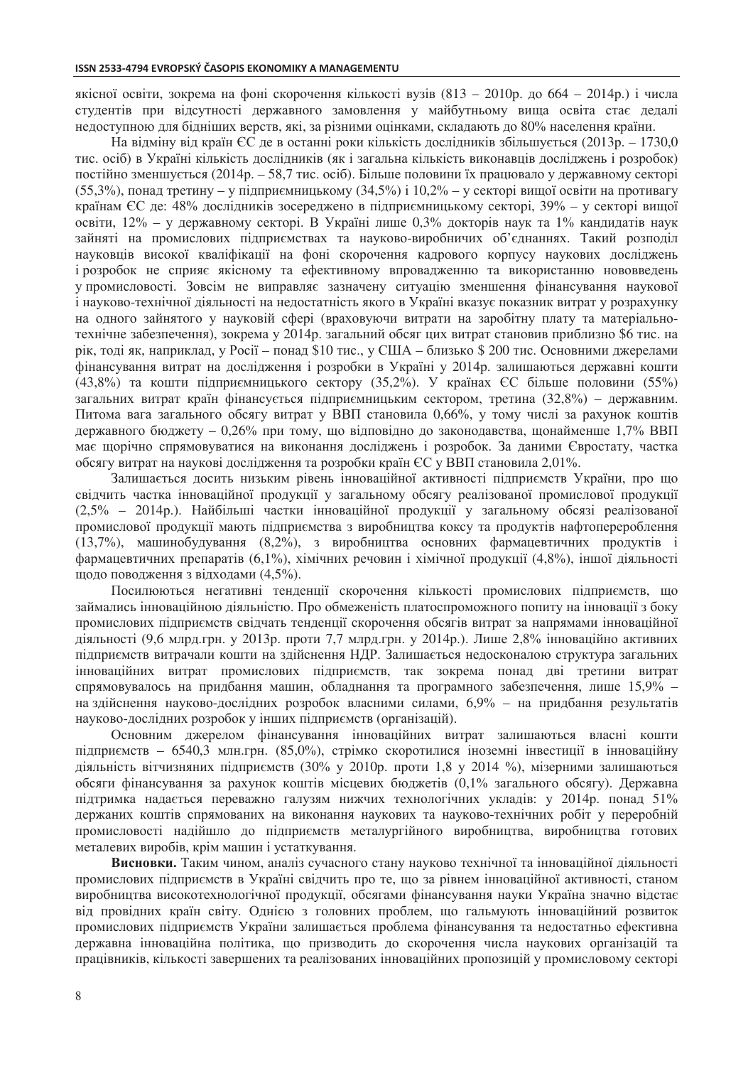якісної освіти, зокрема на фоні скорочення кількості вузів (813 – 2010р. до 664 – 2014р.) і числа студентів при відсутності державного замовлення у майбутньому вища освіта стає дедалі недоступною для бідніших верств, які, за різними оцінками, складають до 80% населення країни.

На відміну від країн ЄС де в останні роки кількість дослідників збільшується (2013р. – 1730,0 тис. осіб) в Україні кількість дослідників (як і загальна кількість виконавців досліджень і розробок) постійно зменшується (2014р. – 58,7 тис. осіб). Більше половини їх працювало у державному секторі (55,3%), понад третину – у підприємницькому (34,5%) і 10,2% – у секторі вищої освіти на противагу країнам ЄС де: 48% дослідників зосереджено в підприємницькому секторі, 39% – у секторі вищої освіти, 12% – у державному секторі. В Україні лише 0,3% докторів наук та 1% кандидатів наук зайняті на промислових підприємствах та науково-виробничих об'єднаннях. Такий розподіл науковців високої кваліфікації на фоні скорочення кадрового корпусу наукових досліджень і розробок не сприяє якісному та ефективному впровадженню та використанню нововведень у промисловості. Зовсім не виправляє зазначену ситуацію зменшення фінансування наукової і науково-технічної діяльності на недостатність якого в Україні вказує показник витрат у розрахунку на одного зайнятого у науковій сфері (враховуючи витрати на заробітну плату та матеріально-технічне забезпечення), зокрема у 2014р. загальний обсяг цих витрат становив приблизно $6 тис. на рік, тоді як, наприклад, у Росії – понад $10 тис., у США – близько $ 200 тис. Основними джерелами фінансування витрат на дослідження і розробки в Україні у 2014р. залишаються державні кошти (43,8%) та кошти підприємницького сектору (35,2%). У країнах ЄС більше половини (55%) загальних витрат країн фінансується підприємницьким сектором, третина (32,8%) – державним. Питома вага загального обсягу витрат у ВВП становила 0,66%, у тому числі за рахунок коштів державного бюджету – 0,26% при тому, що відповідно до законодавства, щонайменше 1,7% ВВП має щорічно спрямовуватися на виконання досліджень і розробок. За даними Євростату, частка обсягу витрат на наукові дослідження та розробки країн ЄС у ВВП становила 2,01%.

Залишається досить низьким рівень інноваційної активності підприємств України, про що свідчить частка інноваційної продукції у загальному обсягу реалізованої промислової продукції (2,5% – 2014р.). Найбільші частки інноваційної продукції у загальному обсязі реалізованої промислової продукції мають підприємства з виробництва коксу та продуктів нафтоперероблення (13,7%), машинобудування (8,2%), з виробництва основних фармацевтичних продуктів і фармацевтичних препаратів (6,1%), хімічних речовин і хімічної продукції (4,8%), іншої діяльності щодо поводження з відходами (4,5%).

Посилюються негативні тенденції скорочення кількості промислових підприємств, що займались інноваційною діяльністю. Про обмеженість платоспроможного попиту на інновації з боку промислових підприємств свідчать тенденції скорочення обсягів витрат за напрямами інноваційної діяльності (9,6 млрд.грн. у 2013р. проти 7,7 млрд.грн. у 2014р.). Лише 2,8% інноваційно активних підприємств витрачали кошти на здійснення НДР. Залишається недосконалою структура загальних інноваційних витрат промислових підприємств, так зокрема понад дві третини витрат спрямовувалось на придбання машин, обладнання та програмного забезпечення, лише 15,9% – на здійснення науково-дослідних розробок власними силами, 6,9% – на придбання результатів науково-дослідних розробок у інших підприємств (організацій).

Основним джерелом фінансування інноваційних витрат залишаються власні кошти підприємств – 6540,3 млн.грн. (85,0%), стрімко скоротилися іноземні інвестиції в інноваційну діяльність вітчизняних підприємств (30% у 2010р. проти 1,8 у 2014 %), мізерними залишаються обсяги фінансування за рахунок коштів місцевих бюджетів (0,1% загального обсягу). Державна підтримка надається переважно галузям нижчих технологічних укладів: у 2014р. понад 51% держаних коштів спрямованих на виконання наукових та науково-технічних робіт у переробній промисловості надійшло до підприємств металургійного виробництва, виробництва готових металевих виробів, крім машин і устаткування.

**Висновки.** Таким чином, аналіз сучасного стану науково технічної та інноваційної діяльності промислових підприємств в Україні свідчить про те, що за рівнем інноваційної активності, станом виробництва високотехнологічної продукції, обсягами фінансування науки Україна значно відстає від провідних країн світу. Однією з головних проблем, що гальмують інноваційний розвиток промислових підприємств України залишається проблема фінансування та недостатньо ефективна державна інноваційна політика, що призводить до скорочення числа наукових організацій та працівників, кількості завершених та реалізованих інноваційних пропозицій у промисловому секторі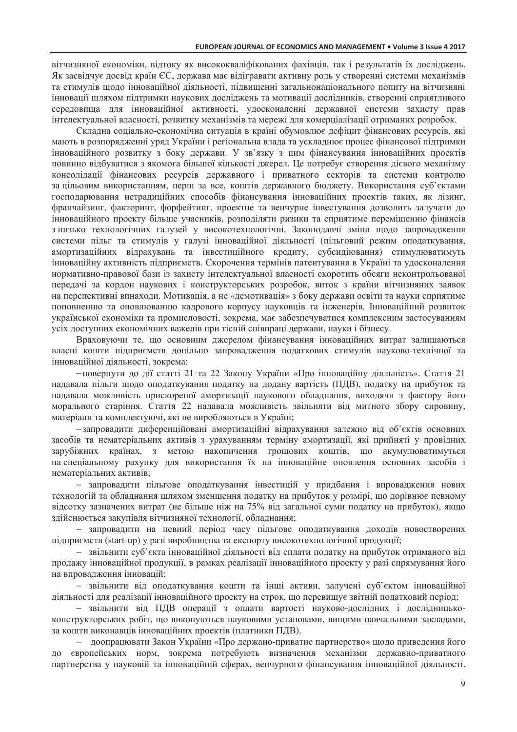вітчизняної економіки, відтоку як висококваліфікованих фахівців, так і результатів їх досліджень. Як засвідчує досвід країн ЄС, держава має відігравати активну роль у створенні системи механізмів та стимулів щодо інноваційної діяльності, підвищенні загальнонаціонального попиту на вітчизняні інновації шляхом підтримки наукових досліджень та мотивації дослідників, створенні сприятливого середовища для інноваційної активності, удосконаленні державної системи захисту прав інтелектуальної власності, розвитку механізмів та мережі для комерціалізації отриманих розробок.

Складна соціально-економічна ситуація в країні обумовлює дефіцит фінансових ресурсів, які мають в розпорядженні уряд України і регіональна влада та ускладнює процес фінансової підтримки інноваційного розвитку з боку держави. У зв'язку з цим фінансування інноваційних проектів повинно відбуватися з якомога більшої кількості джерел. Це потребує створення дієвого механізму консолідації фінансових ресурсів державного і приватного секторів та системи контролю за цільовим використанням, перш за все, коштів державного бюджету. Використання суб'єктами господарювання нетрадиційних способів фінансування інноваційних проектів таких, як лізинг, франчайзинг, факторинг, форфейтинг, проектне та венчурне інвестування дозволить залучати до інноваційного проекту більше учасників, розподіляти ризики та сприятиме переміщенню фінансів з низько технологічних галузей у високотехнологічні. Законодавчі зміни щодо запровадження системи пільг та стимулів у галузі інноваційної діяльності (пільговий режим оподаткування, амортизаційних відрахувань та інвестиційного кредиту, субсидіювання) стимулюватимуть інноваційну активність підприємств. Скорочення термінів патентування в Україні та удосконалення нормативно-правової бази із захисту інтелектуальної власності скоротить обсяги неконтрольованої передачі за кордон наукових і конструкторських розробок, виток з країни вітчизняних заявок на перспективні винаходи. Мотивація, а не «демотивація» з боку держави освіти та науки сприятиме поповненню та оновлюванню кадрового корпусу науковців та інженерів. Інноваційний розвиток української економіки та промисловості, зокрема, має забезпечуватися комплексним застосуванням усіх доступних економічних важелів при тісній співпраці держави, науки і бізнесу.

Враховуючи те, що основним джерелом фінансування інноваційних витрат залишаються власні кошти підприємств доцільно запровадження податкових стимулів науково-технічної та інноваційної діяльності, зокрема:

- повернути до дії статті 21 та 22 Закону України «Про інноваційну діяльність». Стаття 21 надавала пільги щодо оподаткування податку на додану вартість (ПДВ), податку на прибуток та надавала можливість прискореної амортизації наукового обладнання, виходячи з фактору його морального старіння. Стаття 22 надавала можливість звільняти від митного збору сировину, матеріали та комплектуючі, які не виробляються в Україні;
- запровадити диференційовані амортизаційні відрахування залежно від об'єктів основних засобів та нематеріальних активів з урахуванням терміну амортизації, які прийняті у провідних зарубіжних країнах, з метою накопичення грошових коштів, що акумулюватимуться на спеціальному рахунку для використання їх на інноваційне оновлення основних засобів і нематеріальних активів;
- запровадити пільгове оподаткування інвестицій у придбання і впровадження нових технологій та обладнання шляхом зменшення податку на прибуток у розмірі, що дорівнює певному відсотку зазначених витрат (не більше ніж на 75% від загальної суми податку на прибуток), якщо здійснюється закупівля вітчизняної технології, обладнання;
- запровадити на певний період часу пільгове оподаткування доходів новостворених підприємств (start-up) у разі виробництва та експорту високотехнологічної продукції;
- звільнити суб'єкта інноваційної діяльності від сплати податку на прибуток отриманого від продажу інноваційної продукції, в рамках реалізації інноваційного проекту у разі спрямування його на впровадження інновацій;
- звільнити від оподаткування кошти та інші активи, залучені суб'єктом інноваційної діяльності для реалізації інноваційного проекту на строк, що перевищує звітній податковий період;
- звільнити від ПДВ операції з оплати вартості науково-дослідних і дослідницько-конструкторських робіт, що виконуються науковими установами, вищими навчальними закладами, за кошти виконавців інноваційних проектів (платники ПДВ).
- доопрацювати Закон України «Про державно-приватне партнерство» щодо приведення його до європейських норм, зокрема потребують визначення механізми державно-приватного партнерства у науковій та інноваційній сферах, венчурного фінансування інноваційної діяльності.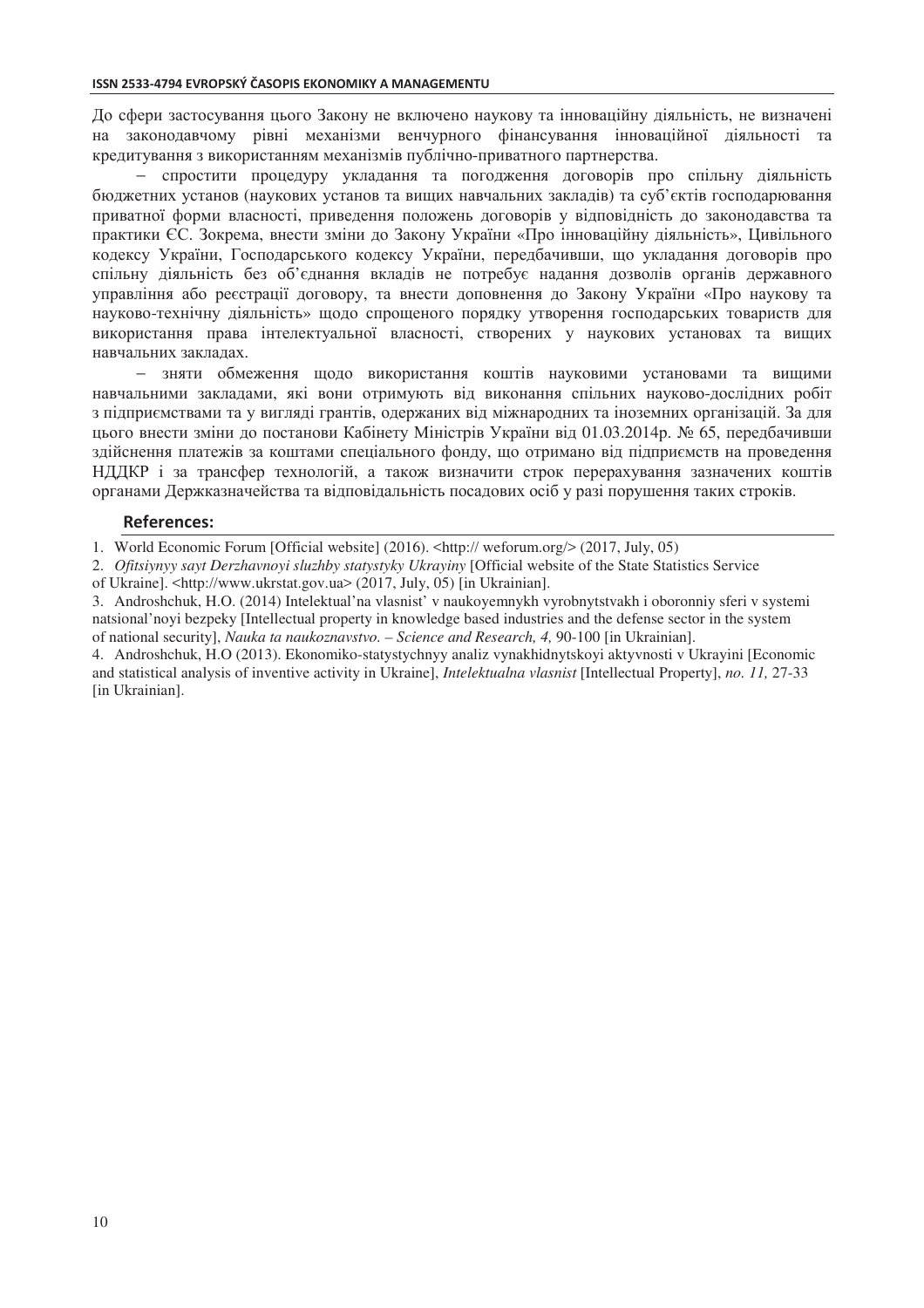До сфери застосування цього Закону не включено наукову та інноваційну діяльність, не визначені на законодавчому рівні механізми венчурного фінансування інноваційної діяльності та кредитування з використанням механізмів публічно-приватного партнерства.

– спростити процедуру укладання та погодження договорів про спільну діяльність бюджетних установ (наукових установ та вищих навчальних закладів) та суб'єктів господарювання приватної форми власності, приведення положень договорів у відповідність до законодавства та практики ЄС. Зокрема, внести зміни до Закону України «Про інноваційну діяльність», Цивільного кодексу України, Господарського кодексу України, передбачивши, що укладання договорів про спільну діяльність без об'єднання вкладів не потребує надання дозволів органів державного управління або реєстрації договору, та внести доповнення до Закону України «Про наукову та науково-технічну діяльність» щодо спрощеного порядку утворення господарських товариств для використання права інтелектуальної власності, створених у наукових установах та вищих навчальних закладах.

– зняти обмеження щодо використання коштів науковими установами та вищими навчальними закладами, які вони отримують від виконання спільних науково-дослідних робіт з підприємствами та у вигляді грантів, одержаних від міжнародних та іноземних організацій. За для цього внести зміни до постанови Кабінету Міністрів України від 01.03.2014р. № 65, передбачивши здійснення платежів за коштами спеціального фонду, що отримано від підприємств на проведення НДДКР і за трансфер технологій, а також визначити строк перерахування зазначених коштів органами Держказначейства та відповідальність посадових осіб у разі порушення таких строків.

## References:

1. World Economic Forum [Official website] (2016). <http:// weforum.org/> (2017, July, 05)
2. *Ofitsiynyy sayt Derzhavnoyi sluzhby statystyky Ukrayiny* [Official website of the State Statistics Service of Ukraine]. <http://www.ukrstat.gov.ua> (2017, July, 05) [in Ukrainian].
3. Androshchuk, H.O. (2014) Intelektual'na vlasnist' v naukoyemnykh vyrobnytstvakh i oboronniy sferi v systemi natsional'noyi bezpeky [Intellectual property in knowledge based industries and the defense sector in the system of national security], *Nauka ta naukoznavstvo. – Science and Research, 4,* 90-100 [in Ukrainian].
4. Androshchuk, H.O (2013). Ekonomiko-statystychnyy analiz vynakhidnytskoyi aktyvnosti v Ukrayini [Economic and statistical analysis of inventive activity in Ukraine], *Intelektualna vlasnist* [Intellectual Property], *no. 11,* 27-33 [in Ukrainian].